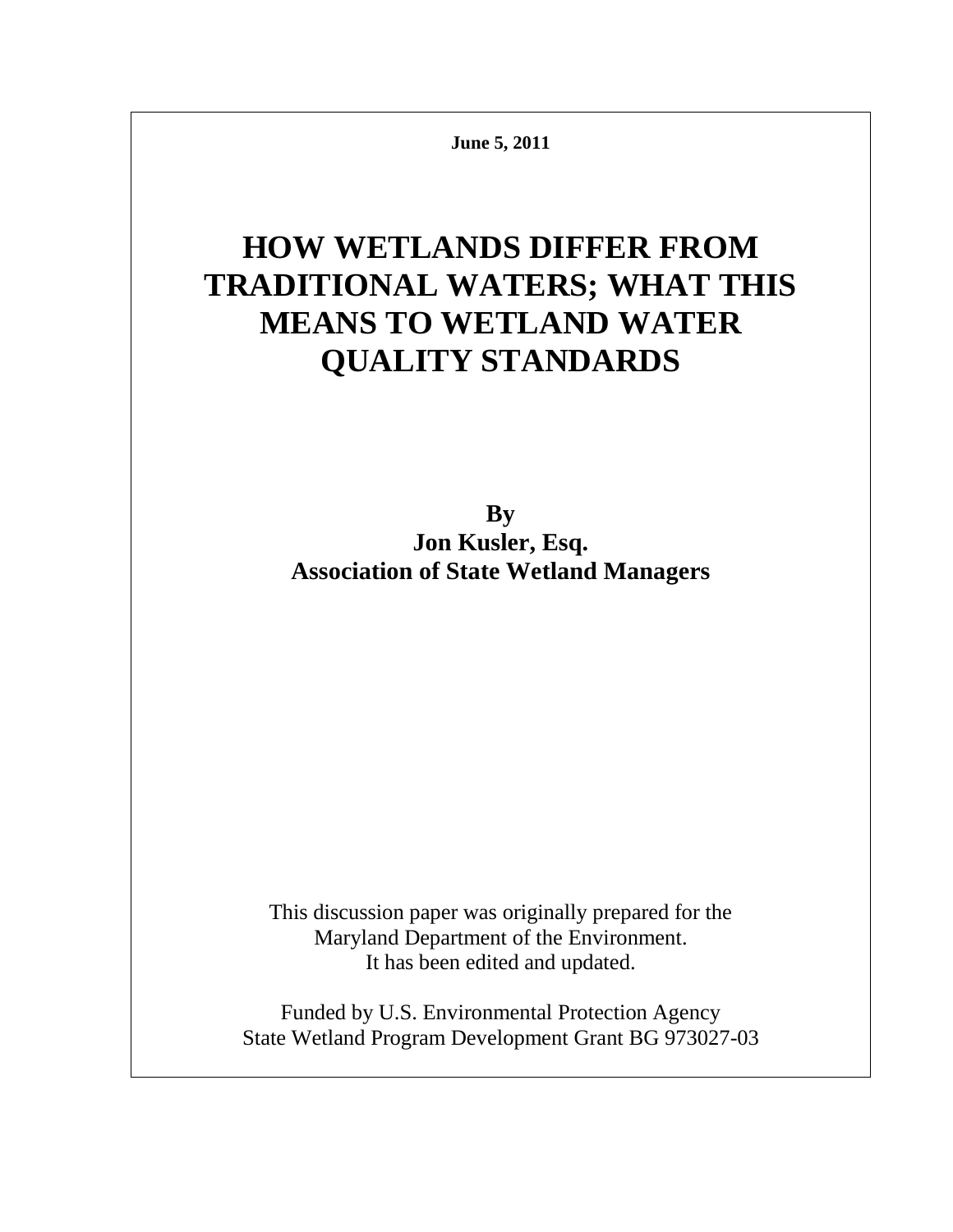**June 5, 2011**

# HOW WETLANDS DIFFER FROM TRADITIONAL WATERS; WHAT THIS MEANS TO WETLAND WATER QUALITY STANDARDS

**By**
**Jon Kusler, Esq.**
**Association of State Wetland Managers**

This discussion paper was originally prepared for the Maryland Department of the Environment. It has been edited and updated.

Funded by U.S. Environmental Protection Agency State Wetland Program Development Grant BG 973027-03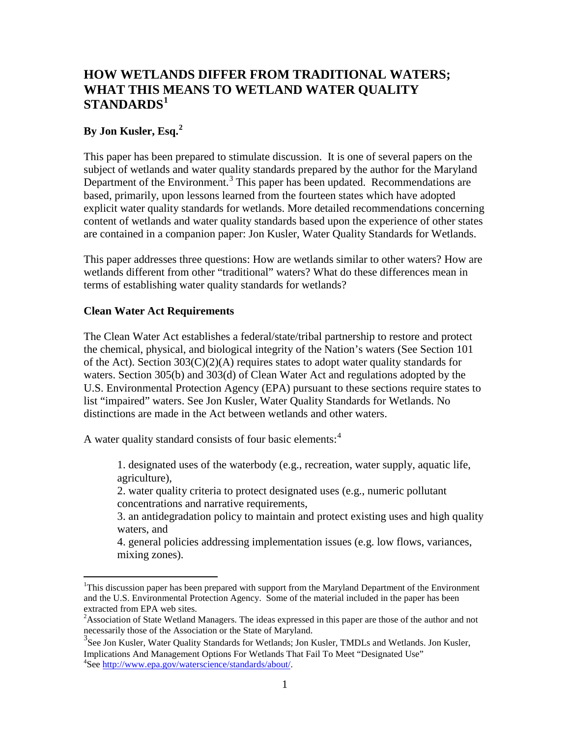# HOW WETLANDS DIFFER FROM TRADITIONAL WATERS; WHAT THIS MEANS TO WETLAND WATER QUALITY STANDARDS[1]

## By Jon Kusler, Esq.[2]

This paper has been prepared to stimulate discussion. It is one of several papers on the subject of wetlands and water quality standards prepared by the author for the Maryland Department of the Environment.[3] This paper has been updated. Recommendations are based, primarily, upon lessons learned from the fourteen states which have adopted explicit water quality standards for wetlands. More detailed recommendations concerning content of wetlands and water quality standards based upon the experience of other states are contained in a companion paper: Jon Kusler, Water Quality Standards for Wetlands.

This paper addresses three questions: How are wetlands similar to other waters? How are wetlands different from other "traditional" waters? What do these differences mean in terms of establishing water quality standards for wetlands?

### Clean Water Act Requirements

The Clean Water Act establishes a federal/state/tribal partnership to restore and protect the chemical, physical, and biological integrity of the Nation's waters (See Section 101 of the Act). Section 303(C)(2)(A) requires states to adopt water quality standards for waters. Section 305(b) and 303(d) of Clean Water Act and regulations adopted by the U.S. Environmental Protection Agency (EPA) pursuant to these sections require states to list "impaired" waters. See Jon Kusler, Water Quality Standards for Wetlands. No distinctions are made in the Act between wetlands and other waters.

A water quality standard consists of four basic elements:[4]

1. designated uses of the waterbody (e.g., recreation, water supply, aquatic life, agriculture),
2. water quality criteria to protect designated uses (e.g., numeric pollutant concentrations and narrative requirements,
3. an antidegradation policy to maintain and protect existing uses and high quality waters, and
4. general policies addressing implementation issues (e.g. low flows, variances, mixing zones).

---

[1]This discussion paper has been prepared with support from the Maryland Department of the Environment and the U.S. Environmental Protection Agency. Some of the material included in the paper has been extracted from EPA web sites.

[2]Association of State Wetland Managers. The ideas expressed in this paper are those of the author and not necessarily those of the Association or the State of Maryland.

[3]See Jon Kusler, Water Quality Standards for Wetlands; Jon Kusler, TMDLs and Wetlands. Jon Kusler, Implications And Management Options For Wetlands That Fail To Meet "Designated Use"

[4]See http://www.epa.gov/waterscience/standards/about/.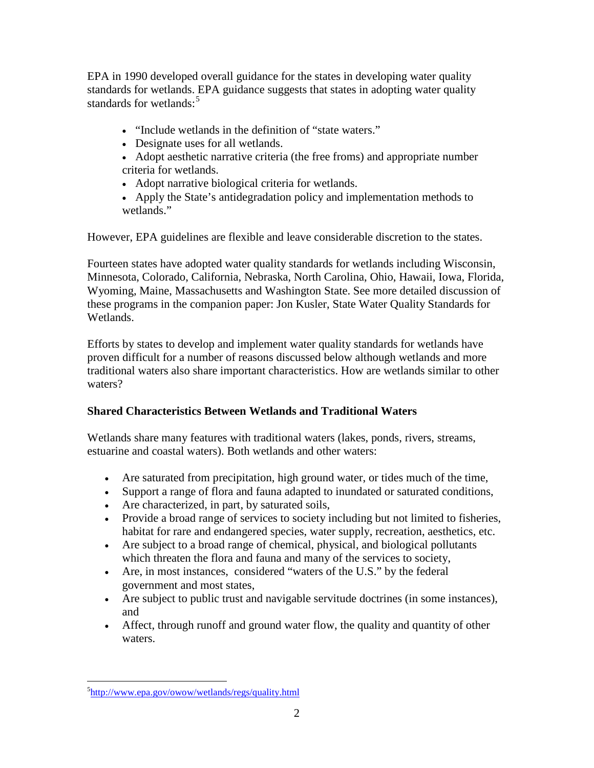EPA in 1990 developed overall guidance for the states in developing water quality standards for wetlands. EPA guidance suggests that states in adopting water quality standards for wetlands:[5]

- "Include wetlands in the definition of "state waters."
- Designate uses for all wetlands.
- Adopt aesthetic narrative criteria (the free froms) and appropriate number criteria for wetlands.
- Adopt narrative biological criteria for wetlands.
- Apply the State's antidegradation policy and implementation methods to wetlands."

However, EPA guidelines are flexible and leave considerable discretion to the states.

Fourteen states have adopted water quality standards for wetlands including Wisconsin, Minnesota, Colorado, California, Nebraska, North Carolina, Ohio, Hawaii, Iowa, Florida, Wyoming, Maine, Massachusetts and Washington State. See more detailed discussion of these programs in the companion paper: Jon Kusler, State Water Quality Standards for Wetlands.

Efforts by states to develop and implement water quality standards for wetlands have proven difficult for a number of reasons discussed below although wetlands and more traditional waters also share important characteristics. How are wetlands similar to other waters?

**Shared Characteristics Between Wetlands and Traditional Waters**

Wetlands share many features with traditional waters (lakes, ponds, rivers, streams, estuarine and coastal waters). Both wetlands and other waters:

- Are saturated from precipitation, high ground water, or tides much of the time,
- Support a range of flora and fauna adapted to inundated or saturated conditions,
- Are characterized, in part, by saturated soils,
- Provide a broad range of services to society including but not limited to fisheries, habitat for rare and endangered species, water supply, recreation, aesthetics, etc.
- Are subject to a broad range of chemical, physical, and biological pollutants which threaten the flora and fauna and many of the services to society,
- Are, in most instances, considered "waters of the U.S." by the federal government and most states,
- Are subject to public trust and navigable servitude doctrines (in some instances), and
- Affect, through runoff and ground water flow, the quality and quantity of other waters.

[5] http://www.epa.gov/owow/wetlands/regs/quality.html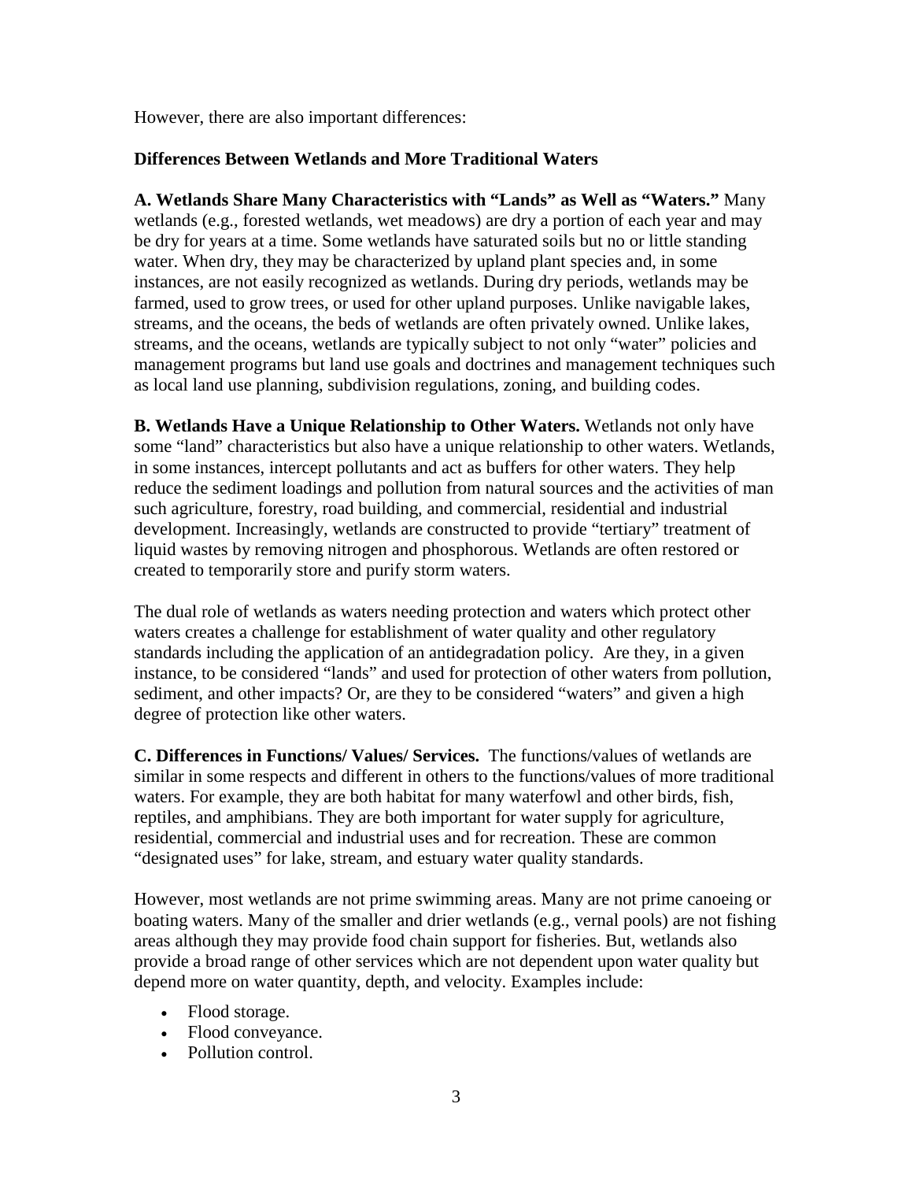However, there are also important differences:

**Differences Between Wetlands and More Traditional Waters**

**A. Wetlands Share Many Characteristics with "Lands" as Well as "Waters."** Many wetlands (e.g., forested wetlands, wet meadows) are dry a portion of each year and may be dry for years at a time. Some wetlands have saturated soils but no or little standing water. When dry, they may be characterized by upland plant species and, in some instances, are not easily recognized as wetlands. During dry periods, wetlands may be farmed, used to grow trees, or used for other upland purposes. Unlike navigable lakes, streams, and the oceans, the beds of wetlands are often privately owned. Unlike lakes, streams, and the oceans, wetlands are typically subject to not only "water" policies and management programs but land use goals and doctrines and management techniques such as local land use planning, subdivision regulations, zoning, and building codes.

**B. Wetlands Have a Unique Relationship to Other Waters.** Wetlands not only have some "land" characteristics but also have a unique relationship to other waters. Wetlands, in some instances, intercept pollutants and act as buffers for other waters. They help reduce the sediment loadings and pollution from natural sources and the activities of man such agriculture, forestry, road building, and commercial, residential and industrial development. Increasingly, wetlands are constructed to provide "tertiary" treatment of liquid wastes by removing nitrogen and phosphorous. Wetlands are often restored or created to temporarily store and purify storm waters.

The dual role of wetlands as waters needing protection and waters which protect other waters creates a challenge for establishment of water quality and other regulatory standards including the application of an antidegradation policy. Are they, in a given instance, to be considered "lands" and used for protection of other waters from pollution, sediment, and other impacts? Or, are they to be considered "waters" and given a high degree of protection like other waters.

**C. Differences in Functions/ Values/ Services.** The functions/values of wetlands are similar in some respects and different in others to the functions/values of more traditional waters. For example, they are both habitat for many waterfowl and other birds, fish, reptiles, and amphibians. They are both important for water supply for agriculture, residential, commercial and industrial uses and for recreation. These are common "designated uses" for lake, stream, and estuary water quality standards.

However, most wetlands are not prime swimming areas. Many are not prime canoeing or boating waters. Many of the smaller and drier wetlands (e.g., vernal pools) are not fishing areas although they may provide food chain support for fisheries. But, wetlands also provide a broad range of other services which are not dependent upon water quality but depend more on water quantity, depth, and velocity. Examples include:

- Flood storage.
- Flood conveyance.
- Pollution control.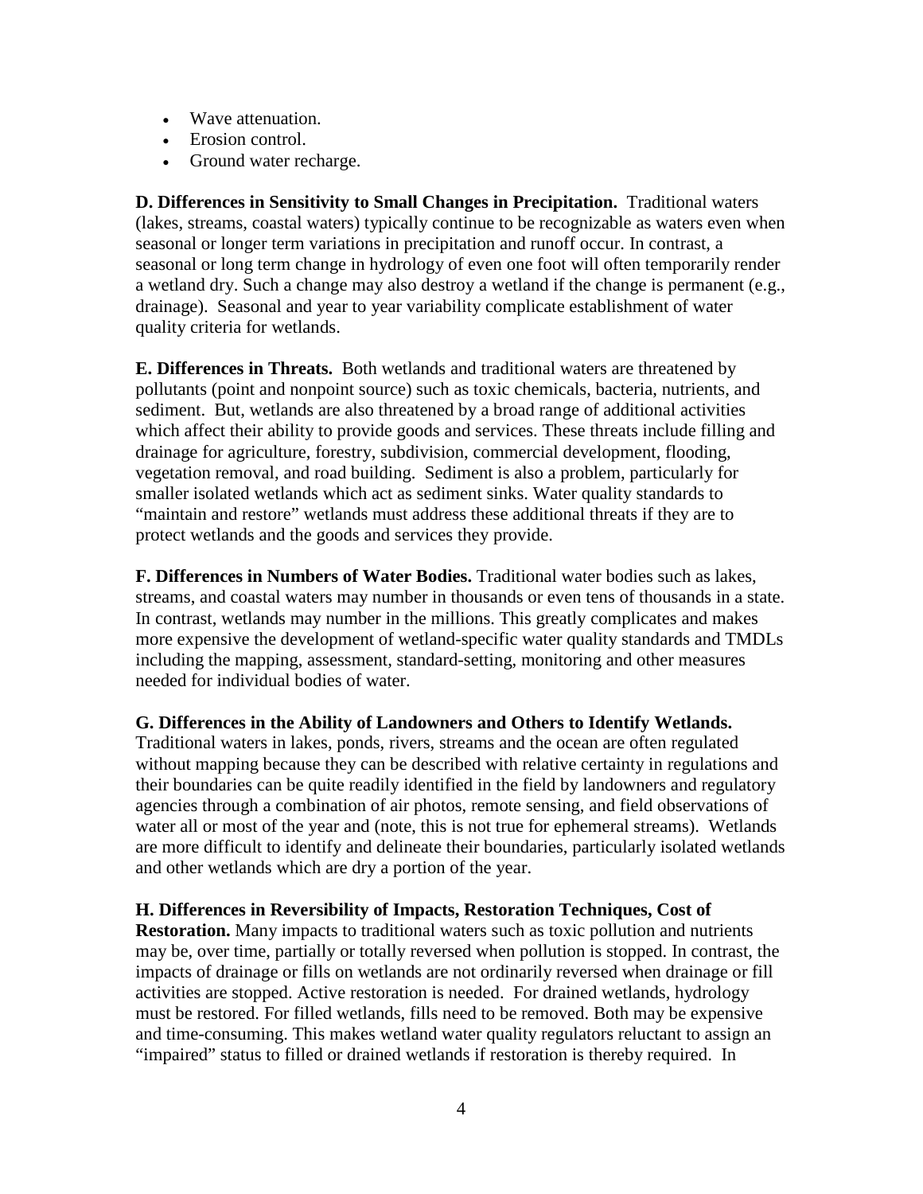- Wave attenuation.
- Erosion control.
- Ground water recharge.

**D. Differences in Sensitivity to Small Changes in Precipitation.** Traditional waters (lakes, streams, coastal waters) typically continue to be recognizable as waters even when seasonal or longer term variations in precipitation and runoff occur. In contrast, a seasonal or long term change in hydrology of even one foot will often temporarily render a wetland dry. Such a change may also destroy a wetland if the change is permanent (e.g., drainage). Seasonal and year to year variability complicate establishment of water quality criteria for wetlands.

**E. Differences in Threats.** Both wetlands and traditional waters are threatened by pollutants (point and nonpoint source) such as toxic chemicals, bacteria, nutrients, and sediment. But, wetlands are also threatened by a broad range of additional activities which affect their ability to provide goods and services. These threats include filling and drainage for agriculture, forestry, subdivision, commercial development, flooding, vegetation removal, and road building. Sediment is also a problem, particularly for smaller isolated wetlands which act as sediment sinks. Water quality standards to "maintain and restore" wetlands must address these additional threats if they are to protect wetlands and the goods and services they provide.

**F. Differences in Numbers of Water Bodies.** Traditional water bodies such as lakes, streams, and coastal waters may number in thousands or even tens of thousands in a state. In contrast, wetlands may number in the millions. This greatly complicates and makes more expensive the development of wetland-specific water quality standards and TMDLs including the mapping, assessment, standard-setting, monitoring and other measures needed for individual bodies of water.

**G. Differences in the Ability of Landowners and Others to Identify Wetlands.** Traditional waters in lakes, ponds, rivers, streams and the ocean are often regulated without mapping because they can be described with relative certainty in regulations and their boundaries can be quite readily identified in the field by landowners and regulatory agencies through a combination of air photos, remote sensing, and field observations of water all or most of the year and (note, this is not true for ephemeral streams). Wetlands are more difficult to identify and delineate their boundaries, particularly isolated wetlands and other wetlands which are dry a portion of the year.

**H. Differences in Reversibility of Impacts, Restoration Techniques, Cost of Restoration.** Many impacts to traditional waters such as toxic pollution and nutrients may be, over time, partially or totally reversed when pollution is stopped. In contrast, the impacts of drainage or fills on wetlands are not ordinarily reversed when drainage or fill activities are stopped. Active restoration is needed. For drained wetlands, hydrology must be restored. For filled wetlands, fills need to be removed. Both may be expensive and time-consuming. This makes wetland water quality regulators reluctant to assign an "impaired" status to filled or drained wetlands if restoration is thereby required. In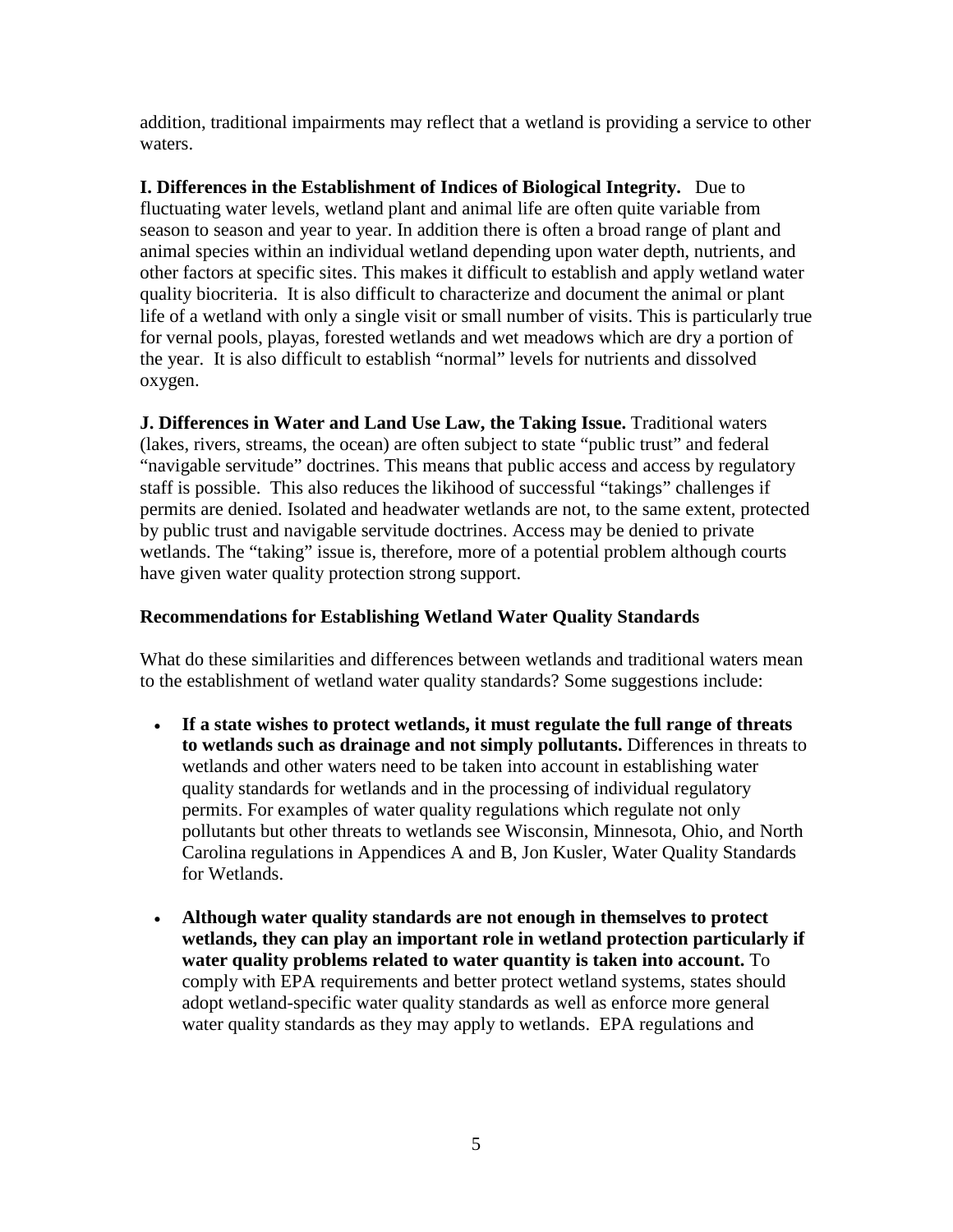addition, traditional impairments may reflect that a wetland is providing a service to other waters.

**I. Differences in the Establishment of Indices of Biological Integrity.** Due to fluctuating water levels, wetland plant and animal life are often quite variable from season to season and year to year. In addition there is often a broad range of plant and animal species within an individual wetland depending upon water depth, nutrients, and other factors at specific sites. This makes it difficult to establish and apply wetland water quality biocriteria. It is also difficult to characterize and document the animal or plant life of a wetland with only a single visit or small number of visits. This is particularly true for vernal pools, playas, forested wetlands and wet meadows which are dry a portion of the year. It is also difficult to establish "normal" levels for nutrients and dissolved oxygen.

**J. Differences in Water and Land Use Law, the Taking Issue.** Traditional waters (lakes, rivers, streams, the ocean) are often subject to state "public trust" and federal "navigable servitude" doctrines. This means that public access and access by regulatory staff is possible. This also reduces the likihood of successful "takings" challenges if permits are denied. Isolated and headwater wetlands are not, to the same extent, protected by public trust and navigable servitude doctrines. Access may be denied to private wetlands. The "taking" issue is, therefore, more of a potential problem although courts have given water quality protection strong support.

### Recommendations for Establishing Wetland Water Quality Standards

What do these similarities and differences between wetlands and traditional waters mean to the establishment of wetland water quality standards? Some suggestions include:

- **If a state wishes to protect wetlands, it must regulate the full range of threats to wetlands such as drainage and not simply pollutants.** Differences in threats to wetlands and other waters need to be taken into account in establishing water quality standards for wetlands and in the processing of individual regulatory permits. For examples of water quality regulations which regulate not only pollutants but other threats to wetlands see Wisconsin, Minnesota, Ohio, and North Carolina regulations in Appendices A and B, Jon Kusler, Water Quality Standards for Wetlands.

- **Although water quality standards are not enough in themselves to protect wetlands, they can play an important role in wetland protection particularly if water quality problems related to water quantity is taken into account.** To comply with EPA requirements and better protect wetland systems, states should adopt wetland-specific water quality standards as well as enforce more general water quality standards as they may apply to wetlands. EPA regulations and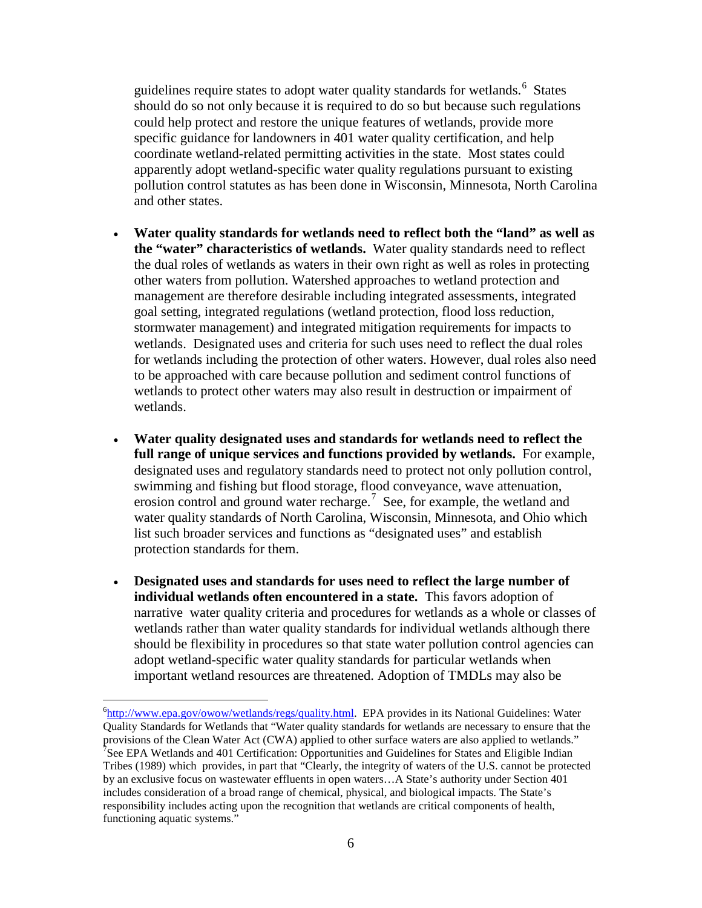guidelines require states to adopt water quality standards for wetlands.[6] States should do so not only because it is required to do so but because such regulations could help protect and restore the unique features of wetlands, provide more specific guidance for landowners in 401 water quality certification, and help coordinate wetland-related permitting activities in the state. Most states could apparently adopt wetland-specific water quality regulations pursuant to existing pollution control statutes as has been done in Wisconsin, Minnesota, North Carolina and other states.

- **Water quality standards for wetlands need to reflect both the "land" as well as the "water" characteristics of wetlands.** Water quality standards need to reflect the dual roles of wetlands as waters in their own right as well as roles in protecting other waters from pollution. Watershed approaches to wetland protection and management are therefore desirable including integrated assessments, integrated goal setting, integrated regulations (wetland protection, flood loss reduction, stormwater management) and integrated mitigation requirements for impacts to wetlands. Designated uses and criteria for such uses need to reflect the dual roles for wetlands including the protection of other waters. However, dual roles also need to be approached with care because pollution and sediment control functions of wetlands to protect other waters may also result in destruction or impairment of wetlands.

- **Water quality designated uses and standards for wetlands need to reflect the full range of unique services and functions provided by wetlands.** For example, designated uses and regulatory standards need to protect not only pollution control, swimming and fishing but flood storage, flood conveyance, wave attenuation, erosion control and ground water recharge.[7] See, for example, the wetland and water quality standards of North Carolina, Wisconsin, Minnesota, and Ohio which list such broader services and functions as "designated uses" and establish protection standards for them.

- **Designated uses and standards for uses need to reflect the large number of individual wetlands often encountered in a state.** This favors adoption of narrative water quality criteria and procedures for wetlands as a whole or classes of wetlands rather than water quality standards for individual wetlands although there should be flexibility in procedures so that state water pollution control agencies can adopt wetland-specific water quality standards for particular wetlands when important wetland resources are threatened. Adoption of TMDLs may also be

---

[6] http://www.epa.gov/owow/wetlands/regs/quality.html. EPA provides in its National Guidelines: Water Quality Standards for Wetlands that "Water quality standards for wetlands are necessary to ensure that the provisions of the Clean Water Act (CWA) applied to other surface waters are also applied to wetlands."

[7] See EPA Wetlands and 401 Certification: Opportunities and Guidelines for States and Eligible Indian Tribes (1989) which provides, in part that "Clearly, the integrity of waters of the U.S. cannot be protected by an exclusive focus on wastewater effluents in open waters…A State's authority under Section 401 includes consideration of a broad range of chemical, physical, and biological impacts. The State's responsibility includes acting upon the recognition that wetlands are critical components of health, functioning aquatic systems."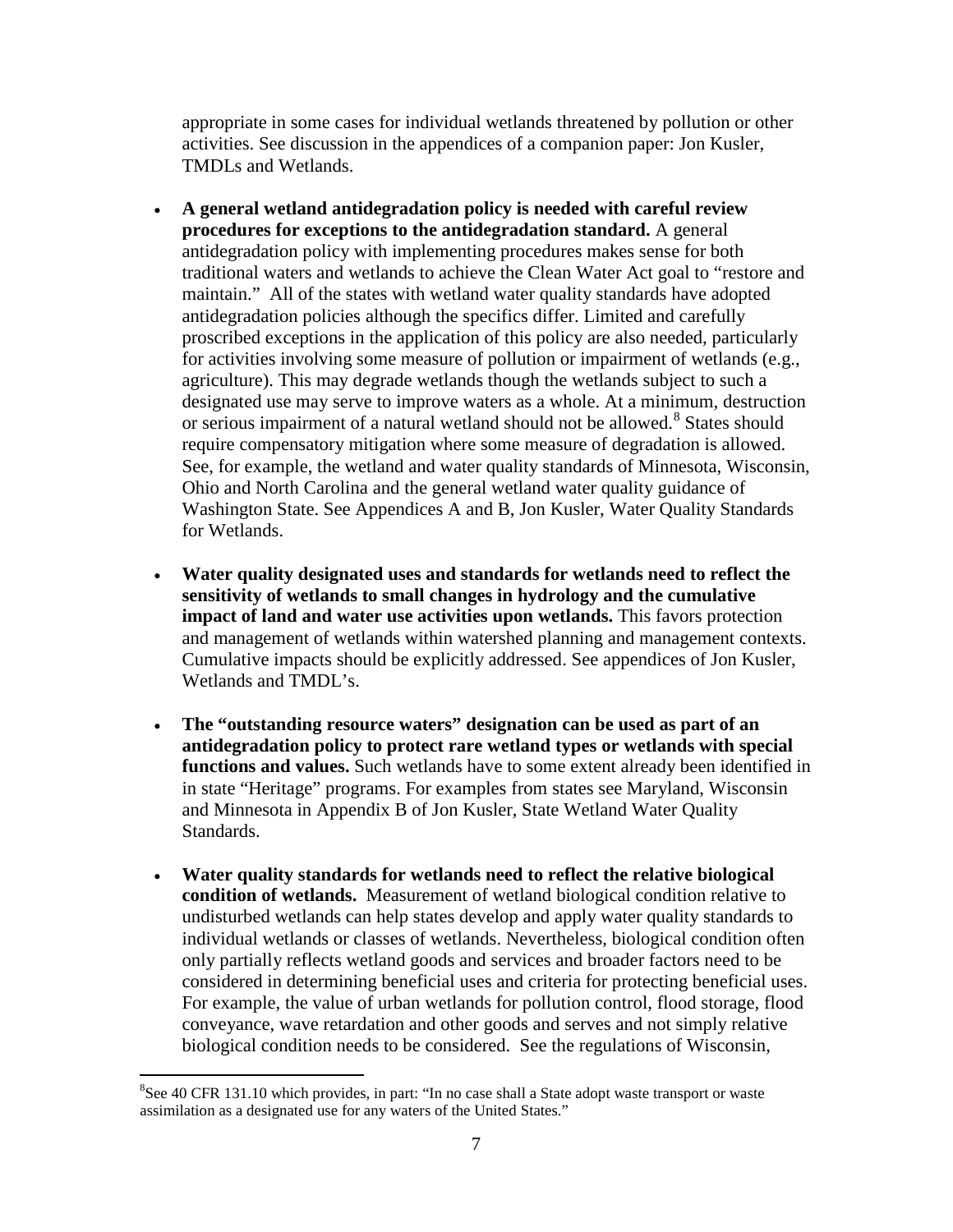appropriate in some cases for individual wetlands threatened by pollution or other activities. See discussion in the appendices of a companion paper: Jon Kusler, TMDLs and Wetlands.

- **A general wetland antidegradation policy is needed with careful review procedures for exceptions to the antidegradation standard.** A general antidegradation policy with implementing procedures makes sense for both traditional waters and wetlands to achieve the Clean Water Act goal to "restore and maintain." All of the states with wetland water quality standards have adopted antidegradation policies although the specifics differ. Limited and carefully proscribed exceptions in the application of this policy are also needed, particularly for activities involving some measure of pollution or impairment of wetlands (e.g., agriculture). This may degrade wetlands though the wetlands subject to such a designated use may serve to improve waters as a whole. At a minimum, destruction or serious impairment of a natural wetland should not be allowed.[8] States should require compensatory mitigation where some measure of degradation is allowed. See, for example, the wetland and water quality standards of Minnesota, Wisconsin, Ohio and North Carolina and the general wetland water quality guidance of Washington State. See Appendices A and B, Jon Kusler, Water Quality Standards for Wetlands.

- **Water quality designated uses and standards for wetlands need to reflect the sensitivity of wetlands to small changes in hydrology and the cumulative impact of land and water use activities upon wetlands.** This favors protection and management of wetlands within watershed planning and management contexts. Cumulative impacts should be explicitly addressed. See appendices of Jon Kusler, Wetlands and TMDL's.

- **The "outstanding resource waters" designation can be used as part of an antidegradation policy to protect rare wetland types or wetlands with special functions and values.** Such wetlands have to some extent already been identified in in state "Heritage" programs. For examples from states see Maryland, Wisconsin and Minnesota in Appendix B of Jon Kusler, State Wetland Water Quality Standards.

- **Water quality standards for wetlands need to reflect the relative biological condition of wetlands.** Measurement of wetland biological condition relative to undisturbed wetlands can help states develop and apply water quality standards to individual wetlands or classes of wetlands. Nevertheless, biological condition often only partially reflects wetland goods and services and broader factors need to be considered in determining beneficial uses and criteria for protecting beneficial uses. For example, the value of urban wetlands for pollution control, flood storage, flood conveyance, wave retardation and other goods and serves and not simply relative biological condition needs to be considered. See the regulations of Wisconsin,

[8] See 40 CFR 131.10 which provides, in part: "In no case shall a State adopt waste transport or waste assimilation as a designated use for any waters of the United States."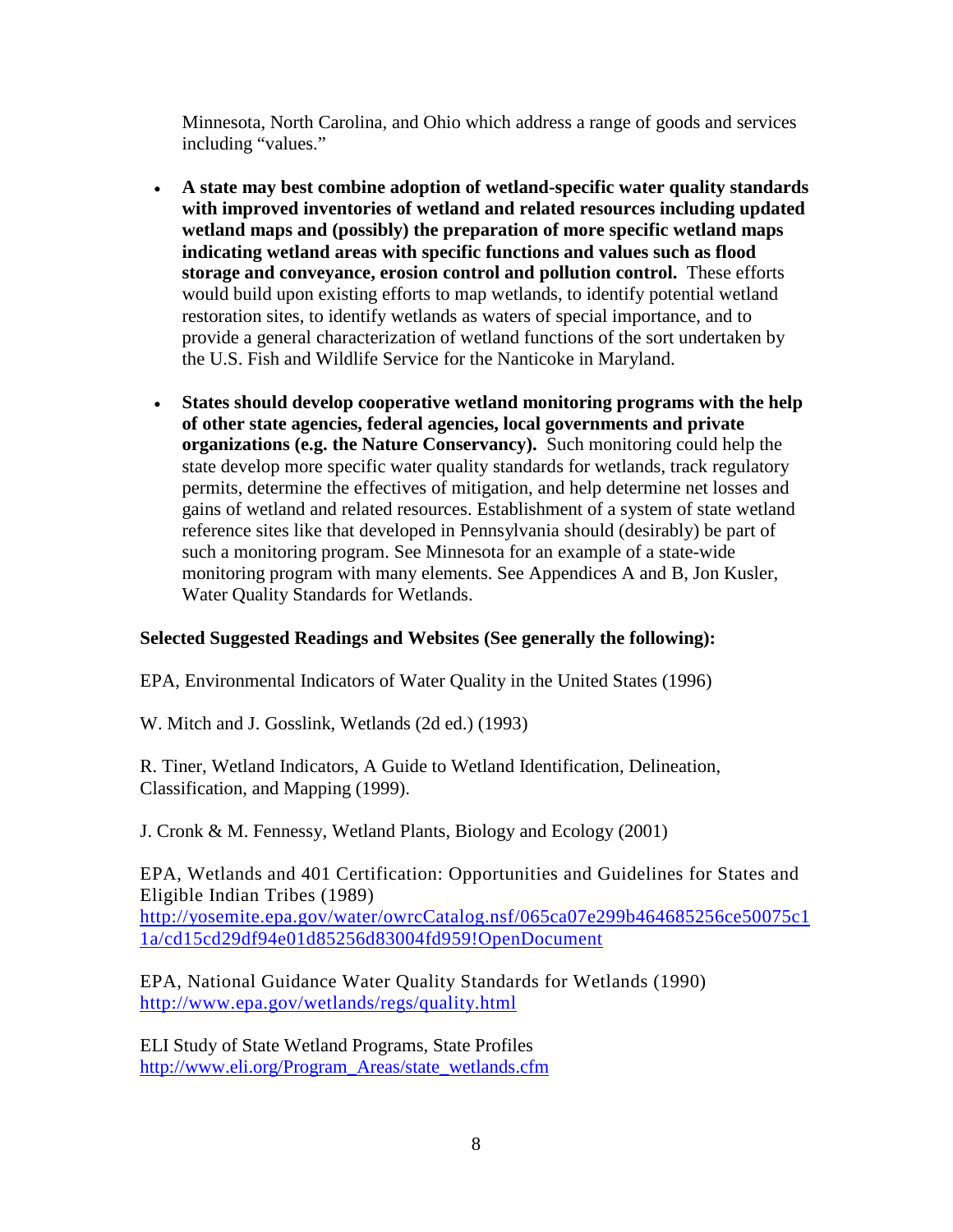Minnesota, North Carolina, and Ohio which address a range of goods and services including "values."

- **A state may best combine adoption of wetland-specific water quality standards with improved inventories of wetland and related resources including updated wetland maps and (possibly) the preparation of more specific wetland maps indicating wetland areas with specific functions and values such as flood storage and conveyance, erosion control and pollution control.** These efforts would build upon existing efforts to map wetlands, to identify potential wetland restoration sites, to identify wetlands as waters of special importance, and to provide a general characterization of wetland functions of the sort undertaken by the U.S. Fish and Wildlife Service for the Nanticoke in Maryland.

- **States should develop cooperative wetland monitoring programs with the help of other state agencies, federal agencies, local governments and private organizations (e.g. the Nature Conservancy).** Such monitoring could help the state develop more specific water quality standards for wetlands, track regulatory permits, determine the effectives of mitigation, and help determine net losses and gains of wetland and related resources. Establishment of a system of state wetland reference sites like that developed in Pennsylvania should (desirably) be part of such a monitoring program. See Minnesota for an example of a state-wide monitoring program with many elements. See Appendices A and B, Jon Kusler, Water Quality Standards for Wetlands.

**Selected Suggested Readings and Websites (See generally the following):**

EPA, Environmental Indicators of Water Quality in the United States (1996)

W. Mitch and J. Gosslink, Wetlands (2d ed.) (1993)

R. Tiner, Wetland Indicators, A Guide to Wetland Identification, Delineation, Classification, and Mapping (1999).

J. Cronk & M. Fennessy, Wetland Plants, Biology and Ecology (2001)

EPA, Wetlands and 401 Certification: Opportunities and Guidelines for States and Eligible Indian Tribes (1989)
http://yosemite.epa.gov/water/owrcCatalog.nsf/065ca07e299b464685256ce50075c11a/cd15cd29df94e01d85256d83004fd959!OpenDocument

EPA, National Guidance Water Quality Standards for Wetlands (1990)
http://www.epa.gov/wetlands/regs/quality.html

ELI Study of State Wetland Programs, State Profiles
http://www.eli.org/Program_Areas/state_wetlands.cfm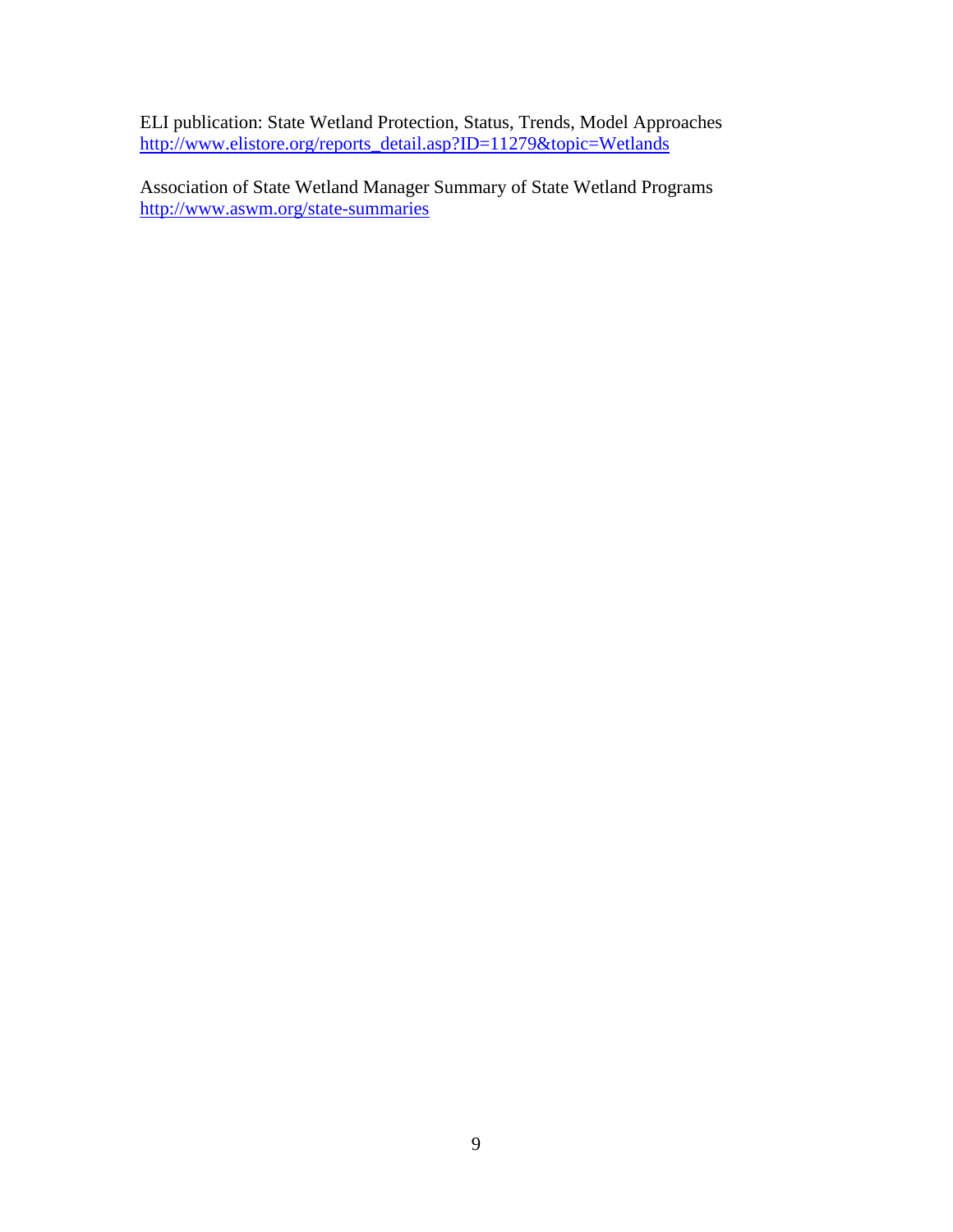ELI publication: State Wetland Protection, Status, Trends, Model Approaches
http://www.elistore.org/reports_detail.asp?ID=11279&topic=Wetlands

Association of State Wetland Manager Summary of State Wetland Programs
http://www.aswm.org/state-summaries